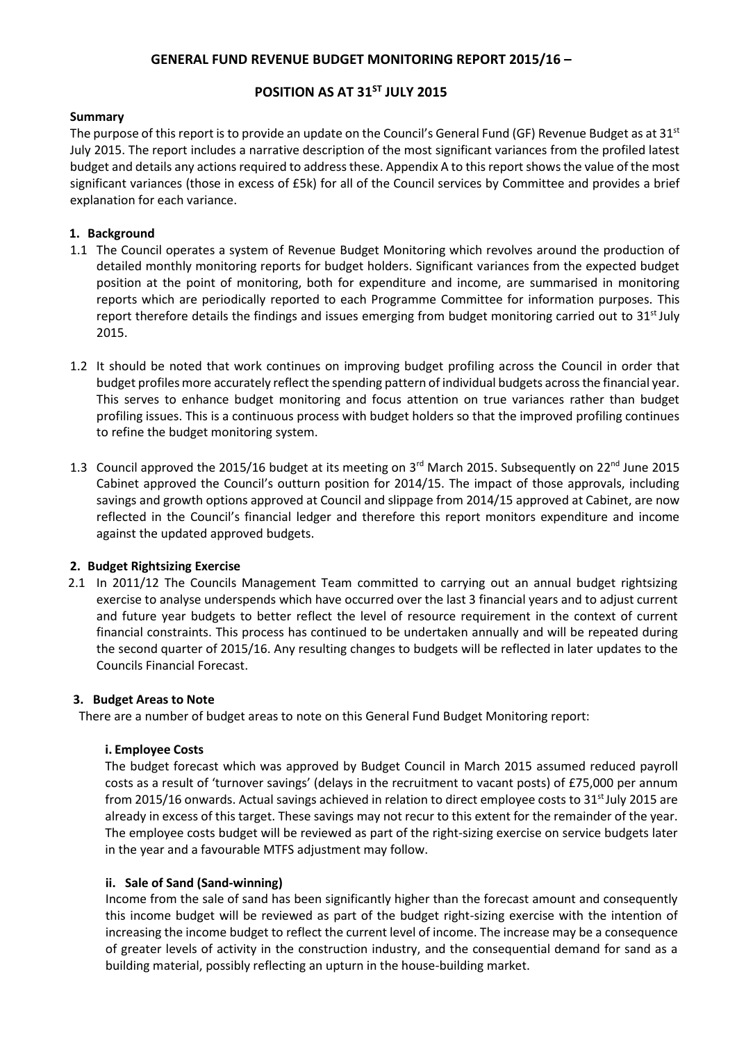# GENERAL FUND REVENUE BUDGET MONITORING REPORT 2015/16 –

## POSITION AS AT 31ST JULY 2015

**Summary**

The purpose of this report is to provide an update on the Council's General Fund (GF) Revenue Budget as at 31st July 2015. The report includes a narrative description of the most significant variances from the profiled latest budget and details any actions required to address these. Appendix A to this report shows the value of the most significant variances (those in excess of £5k) for all of the Council services by Committee and provides a brief explanation for each variance.

### 1. Background

1.1 The Council operates a system of Revenue Budget Monitoring which revolves around the production of detailed monthly monitoring reports for budget holders. Significant variances from the expected budget position at the point of monitoring, both for expenditure and income, are summarised in monitoring reports which are periodically reported to each Programme Committee for information purposes. This report therefore details the findings and issues emerging from budget monitoring carried out to 31st July 2015.

1.2 It should be noted that work continues on improving budget profiling across the Council in order that budget profiles more accurately reflect the spending pattern of individual budgets across the financial year. This serves to enhance budget monitoring and focus attention on true variances rather than budget profiling issues. This is a continuous process with budget holders so that the improved profiling continues to refine the budget monitoring system.

1.3 Council approved the 2015/16 budget at its meeting on 3rd March 2015. Subsequently on 22nd June 2015 Cabinet approved the Council's outturn position for 2014/15. The impact of those approvals, including savings and growth options approved at Council and slippage from 2014/15 approved at Cabinet, are now reflected in the Council's financial ledger and therefore this report monitors expenditure and income against the updated approved budgets.

### 2. Budget Rightsizing Exercise

2.1 In 2011/12 The Councils Management Team committed to carrying out an annual budget rightsizing exercise to analyse underspends which have occurred over the last 3 financial years and to adjust current and future year budgets to better reflect the level of resource requirement in the context of current financial constraints. This process has continued to be undertaken annually and will be repeated during the second quarter of 2015/16. Any resulting changes to budgets will be reflected in later updates to the Councils Financial Forecast.

### 3. Budget Areas to Note

There are a number of budget areas to note on this General Fund Budget Monitoring report:

**i. Employee Costs**

The budget forecast which was approved by Budget Council in March 2015 assumed reduced payroll costs as a result of 'turnover savings' (delays in the recruitment to vacant posts) of £75,000 per annum from 2015/16 onwards. Actual savings achieved in relation to direct employee costs to 31st July 2015 are already in excess of this target. These savings may not recur to this extent for the remainder of the year. The employee costs budget will be reviewed as part of the right-sizing exercise on service budgets later in the year and a favourable MTFS adjustment may follow.

**ii. Sale of Sand (Sand-winning)**

Income from the sale of sand has been significantly higher than the forecast amount and consequently this income budget will be reviewed as part of the budget right-sizing exercise with the intention of increasing the income budget to reflect the current level of income. The increase may be a consequence of greater levels of activity in the construction industry, and the consequential demand for sand as a building material, possibly reflecting an upturn in the house-building market.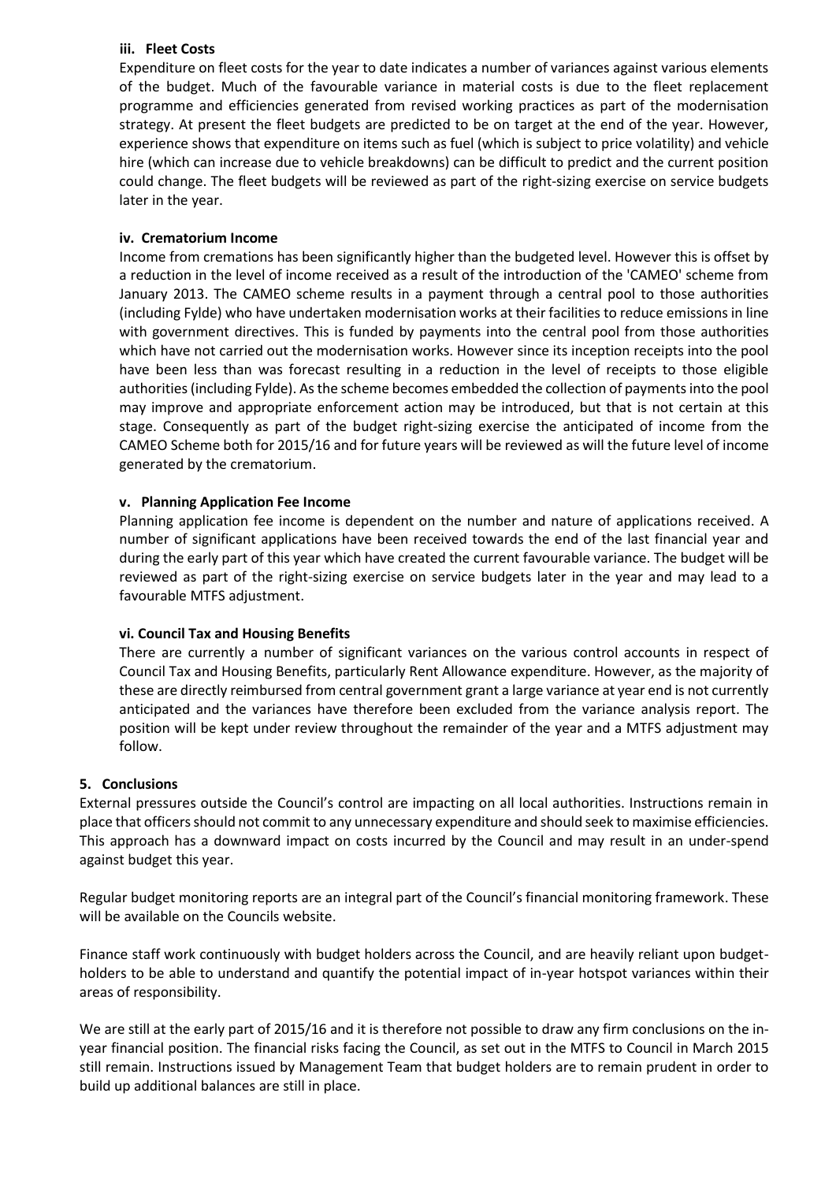#### iii. Fleet Costs

Expenditure on fleet costs for the year to date indicates a number of variances against various elements of the budget. Much of the favourable variance in material costs is due to the fleet replacement programme and efficiencies generated from revised working practices as part of the modernisation strategy. At present the fleet budgets are predicted to be on target at the end of the year. However, experience shows that expenditure on items such as fuel (which is subject to price volatility) and vehicle hire (which can increase due to vehicle breakdowns) can be difficult to predict and the current position could change. The fleet budgets will be reviewed as part of the right-sizing exercise on service budgets later in the year.

#### iv. Crematorium Income

Income from cremations has been significantly higher than the budgeted level. However this is offset by a reduction in the level of income received as a result of the introduction of the 'CAMEO' scheme from January 2013. The CAMEO scheme results in a payment through a central pool to those authorities (including Fylde) who have undertaken modernisation works at their facilities to reduce emissions in line with government directives. This is funded by payments into the central pool from those authorities which have not carried out the modernisation works. However since its inception receipts into the pool have been less than was forecast resulting in a reduction in the level of receipts to those eligible authorities (including Fylde). As the scheme becomes embedded the collection of payments into the pool may improve and appropriate enforcement action may be introduced, but that is not certain at this stage. Consequently as part of the budget right-sizing exercise the anticipated of income from the CAMEO Scheme both for 2015/16 and for future years will be reviewed as will the future level of income generated by the crematorium.

#### v. Planning Application Fee Income

Planning application fee income is dependent on the number and nature of applications received. A number of significant applications have been received towards the end of the last financial year and during the early part of this year which have created the current favourable variance. The budget will be reviewed as part of the right-sizing exercise on service budgets later in the year and may lead to a favourable MTFS adjustment.

#### vi. Council Tax and Housing Benefits

There are currently a number of significant variances on the various control accounts in respect of Council Tax and Housing Benefits, particularly Rent Allowance expenditure. However, as the majority of these are directly reimbursed from central government grant a large variance at year end is not currently anticipated and the variances have therefore been excluded from the variance analysis report. The position will be kept under review throughout the remainder of the year and a MTFS adjustment may follow.

### 5. Conclusions

External pressures outside the Council's control are impacting on all local authorities. Instructions remain in place that officers should not commit to any unnecessary expenditure and should seek to maximise efficiencies. This approach has a downward impact on costs incurred by the Council and may result in an under-spend against budget this year.

Regular budget monitoring reports are an integral part of the Council's financial monitoring framework. These will be available on the Councils website.

Finance staff work continuously with budget holders across the Council, and are heavily reliant upon budget-holders to be able to understand and quantify the potential impact of in-year hotspot variances within their areas of responsibility.

We are still at the early part of 2015/16 and it is therefore not possible to draw any firm conclusions on the in-year financial position. The financial risks facing the Council, as set out in the MTFS to Council in March 2015 still remain. Instructions issued by Management Team that budget holders are to remain prudent in order to build up additional balances are still in place.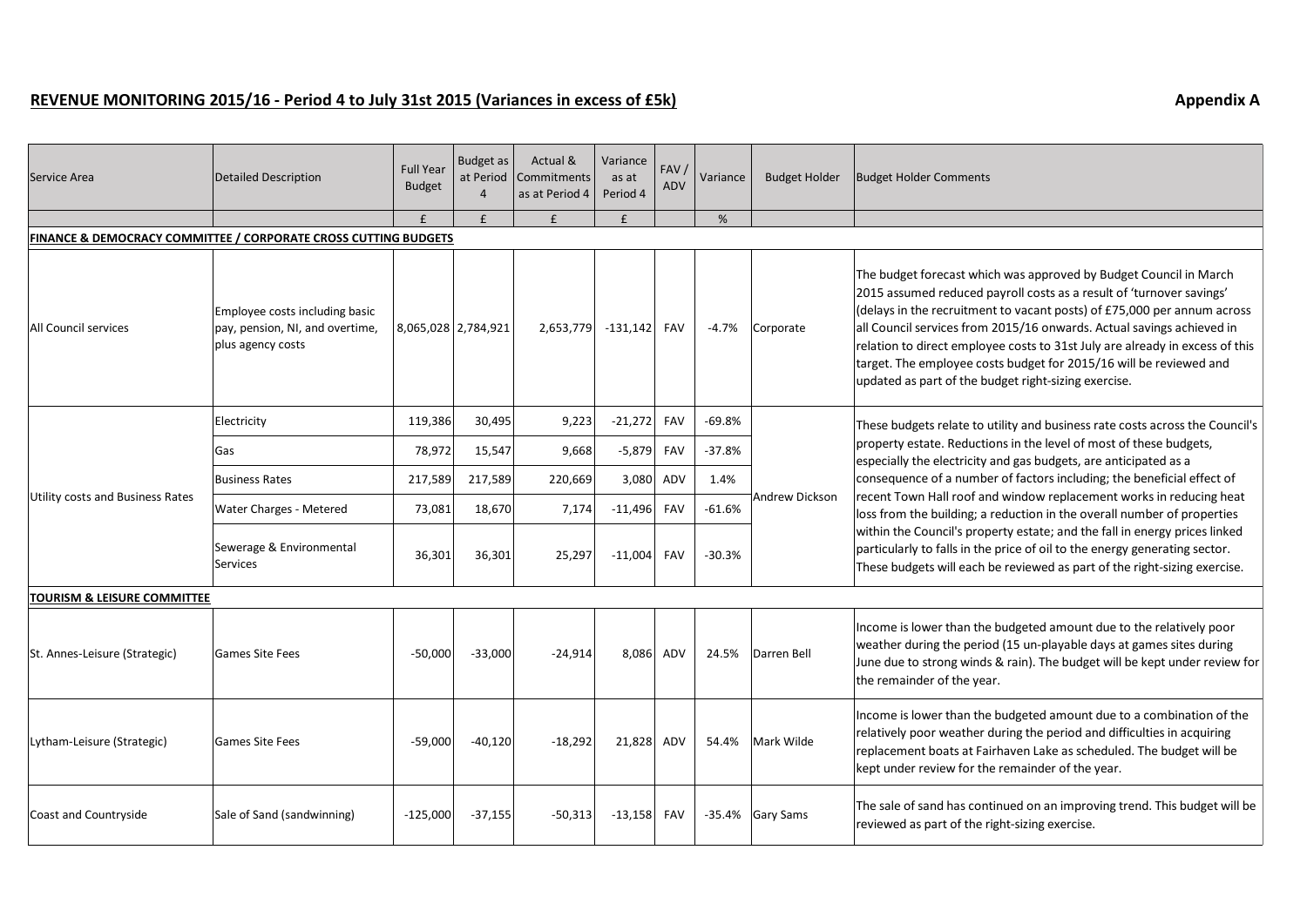## REVENUE MONITORING 2015/16 - Period 4 to July 31st 2015 (Variances in excess of £5k)

**Appendix A**

| Service Area | Detailed Description | Full Year Budget | Budget as at Period 4 | Actual & Commitments as at Period 4 | Variance as at Period 4 | FAV / ADV | Variance | Budget Holder | Budget Holder Comments |
|---|---|---|---|---|---|---|---|---|---|
| | | £ | £ | £ | £ | | % | | |
| **FINANCE & DEMOCRACY COMMITTEE / CORPORATE CROSS CUTTING BUDGETS** | | | | | | | | | |
| All Council services | Employee costs including basic pay, pension, NI, and overtime, plus agency costs | 8,065,028 | 2,784,921 | 2,653,779 | -131,142 | FAV | -4.7% | Corporate | The budget forecast which was approved by Budget Council in March 2015 assumed reduced payroll costs as a result of 'turnover savings' (delays in the recruitment to vacant posts) of £75,000 per annum across all Council services from 2015/16 onwards. Actual savings achieved in relation to direct employee costs to 31st July are already in excess of this target. The employee costs budget for 2015/16 will be reviewed and updated as part of the budget right-sizing exercise. |
| Utility costs and Business Rates | Electricity | 119,386 | 30,495 | 9,223 | -21,272 | FAV | -69.8% | Andrew Dickson | These budgets relate to utility and business rate costs across the Council's property estate. Reductions in the level of most of these budgets, especially the electricity and gas budgets, are anticipated as a consequence of a number of factors including; the beneficial effect of recent Town Hall roof and window replacement works in reducing heat loss from the building; a reduction in the overall number of properties within the Council's property estate; and the fall in energy prices linked particularly to falls in the price of oil to the energy generating sector. These budgets will each be reviewed as part of the right-sizing exercise. |
| | Gas | 78,972 | 15,547 | 9,668 | -5,879 | FAV | -37.8% | | |
| | Business Rates | 217,589 | 217,589 | 220,669 | 3,080 | ADV | 1.4% | | |
| | Water Charges - Metered | 73,081 | 18,670 | 7,174 | -11,496 | FAV | -61.6% | | |
| | Sewerage & Environmental Services | 36,301 | 36,301 | 25,297 | -11,004 | FAV | -30.3% | | |
| **TOURISM & LEISURE COMMITTEE** | | | | | | | | | |
| St. Annes-Leisure (Strategic) | Games Site Fees | -50,000 | -33,000 | -24,914 | 8,086 | ADV | 24.5% | Darren Bell | Income is lower than the budgeted amount due to the relatively poor weather during the period (15 un-playable days at games sites during June due to strong winds & rain). The budget will be kept under review for the remainder of the year. |
| Lytham-Leisure (Strategic) | Games Site Fees | -59,000 | -40,120 | -18,292 | 21,828 | ADV | 54.4% | Mark Wilde | Income is lower than the budgeted amount due to a combination of the relatively poor weather during the period and difficulties in acquiring replacement boats at Fairhaven Lake as scheduled. The budget will be kept under review for the remainder of the year. |
| Coast and Countryside | Sale of Sand (sandwinning) | -125,000 | -37,155 | -50,313 | -13,158 | FAV | -35.4% | Gary Sams | The sale of sand has continued on an improving trend. This budget will be reviewed as part of the right-sizing exercise. |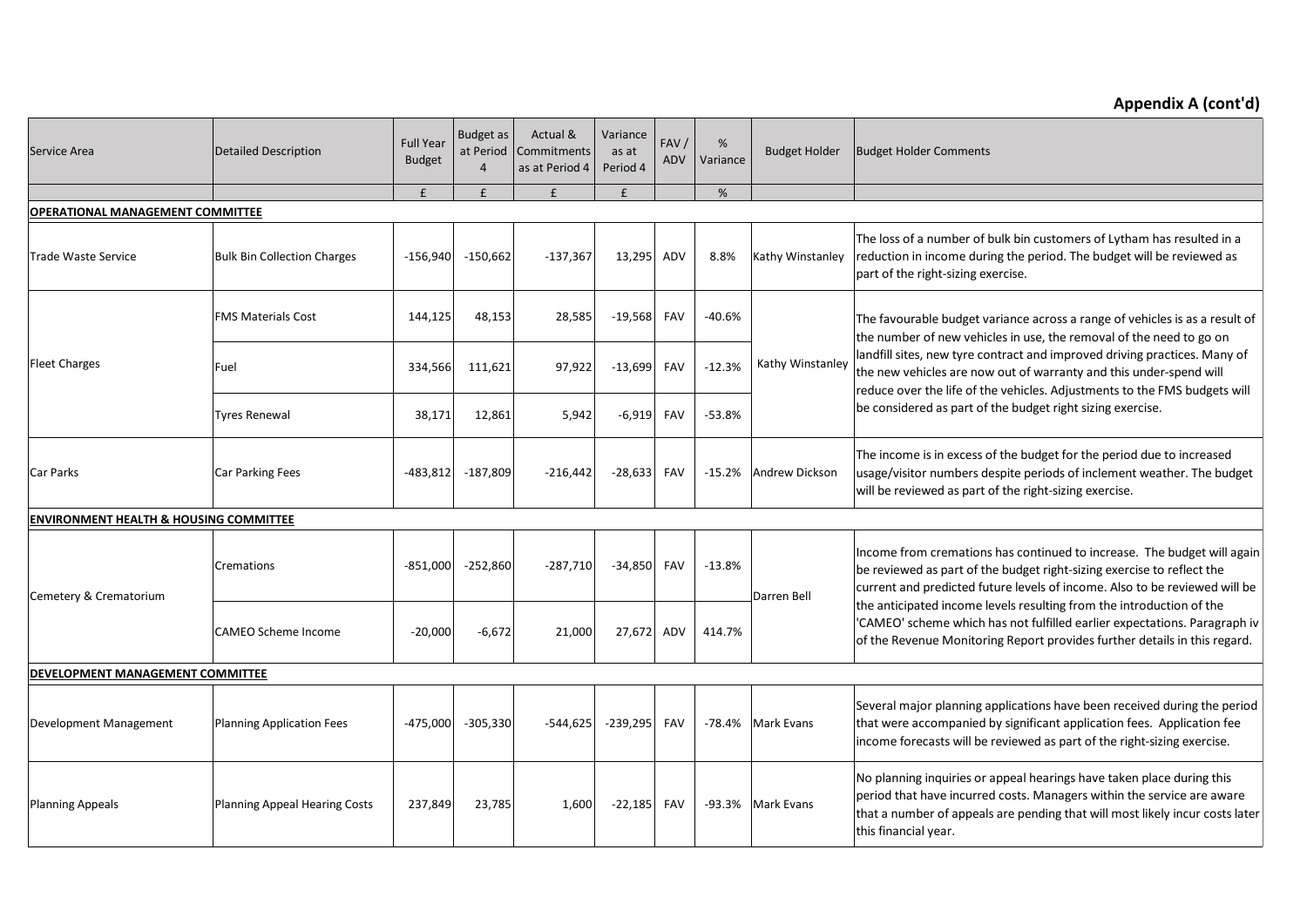## Appendix A (cont'd)

| Service Area | Detailed Description | Full Year Budget | Budget as at Period 4 | Actual & Commitments as at Period 4 | Variance as at Period 4 | FAV / ADV | % Variance | Budget Holder | Budget Holder Comments |
|---|---|---|---|---|---|---|---|---|---|
| | | £ | £ | £ | £ | | % | | |
| **OPERATIONAL MANAGEMENT COMMITTEE** | | | | | | | | | |
| Trade Waste Service | Bulk Bin Collection Charges | -156,940 | -150,662 | -137,367 | 13,295 | ADV | 8.8% | Kathy Winstanley | The loss of a number of bulk bin customers of Lytham has resulted in a reduction in income during the period. The budget will be reviewed as part of the right-sizing exercise. |
| Fleet Charges | FMS Materials Cost | 144,125 | 48,153 | 28,585 | -19,568 | FAV | -40.6% | Kathy Winstanley | The favourable budget variance across a range of vehicles is as a result of the number of new vehicles in use, the removal of the need to go on landfill sites, new tyre contract and improved driving practices. Many of the new vehicles are now out of warranty and this under-spend will reduce over the life of the vehicles. Adjustments to the FMS budgets will be considered as part of the budget right sizing exercise. |
| | Fuel | 334,566 | 111,621 | 97,922 | -13,699 | FAV | -12.3% | | |
| | Tyres Renewal | 38,171 | 12,861 | 5,942 | -6,919 | FAV | -53.8% | | |
| Car Parks | Car Parking Fees | -483,812 | -187,809 | -216,442 | -28,633 | FAV | -15.2% | Andrew Dickson | The income is in excess of the budget for the period due to increased usage/visitor numbers despite periods of inclement weather. The budget will be reviewed as part of the right-sizing exercise. |
| **ENVIRONMENT HEALTH & HOUSING COMMITTEE** | | | | | | | | | |
| Cemetery & Crematorium | Cremations | -851,000 | -252,860 | -287,710 | -34,850 | FAV | -13.8% | Darren Bell | Income from cremations has continued to increase. The budget will again be reviewed as part of the budget right-sizing exercise to reflect the current and predicted future levels of income. Also to be reviewed will be the anticipated income levels resulting from the introduction of the 'CAMEO' scheme which has not fulfilled earlier expectations. Paragraph iv of the Revenue Monitoring Report provides further details in this regard. |
| | CAMEO Scheme Income | -20,000 | -6,672 | 21,000 | 27,672 | ADV | 414.7% | | |
| **DEVELOPMENT MANAGEMENT COMMITTEE** | | | | | | | | | |
| Development Management | Planning Application Fees | -475,000 | -305,330 | -544,625 | -239,295 | FAV | -78.4% | Mark Evans | Several major planning applications have been received during the period that were accompanied by significant application fees. Application fee income forecasts will be reviewed as part of the right-sizing exercise. |
| Planning Appeals | Planning Appeal Hearing Costs | 237,849 | 23,785 | 1,600 | -22,185 | FAV | -93.3% | Mark Evans | No planning inquiries or appeal hearings have taken place during this period that have incurred costs. Managers within the service are aware that a number of appeals are pending that will most likely incur costs later this financial year. |